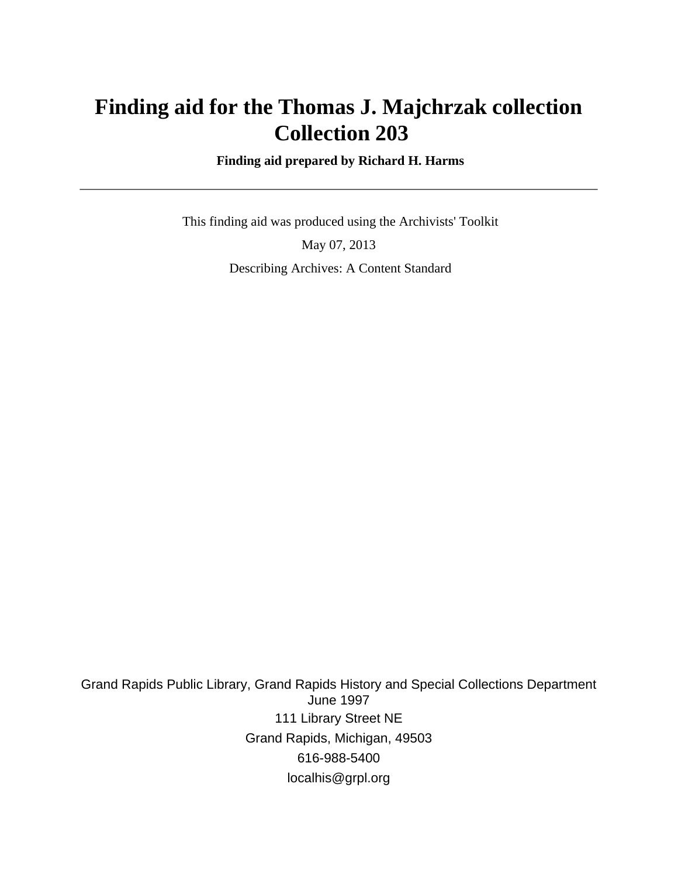# Finding aid for the Thomas J. Majchrzak collection Collection 203

**Finding aid prepared by Richard H. Harms**

---

This finding aid was produced using the Archivists' Toolkit

May 07, 2013

Describing Archives: A Content Standard

Grand Rapids Public Library, Grand Rapids History and Special Collections Department
June 1997

111 Library Street NE

Grand Rapids, Michigan, 49503

616-988-5400

localhis@grpl.org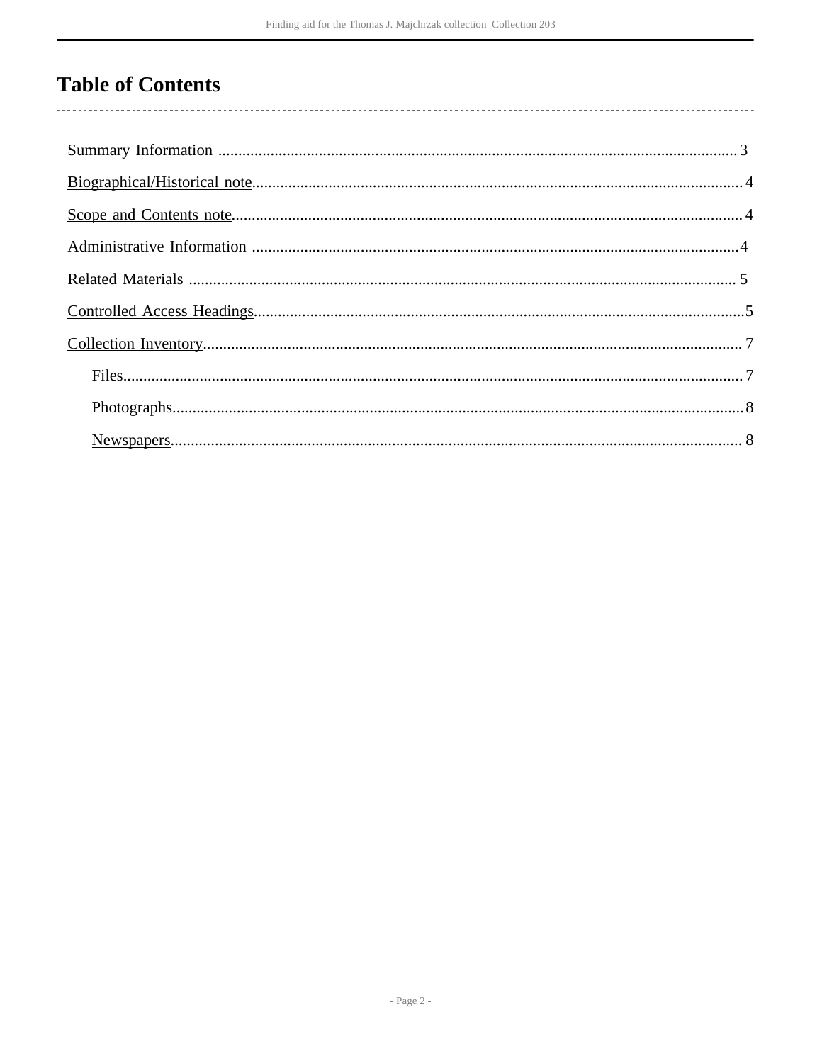# Table of Contents

- Summary Information ........................................ 3
- Biographical/Historical note ........................................ 4
- Scope and Contents note ........................................ 4
- Administrative Information ........................................ 4
- Related Materials ........................................ 5
- Controlled Access Headings ........................................ 5
- Collection Inventory ........................................ 7
  - Files ........................................ 7
  - Photographs ........................................ 8
  - Newspapers ........................................ 8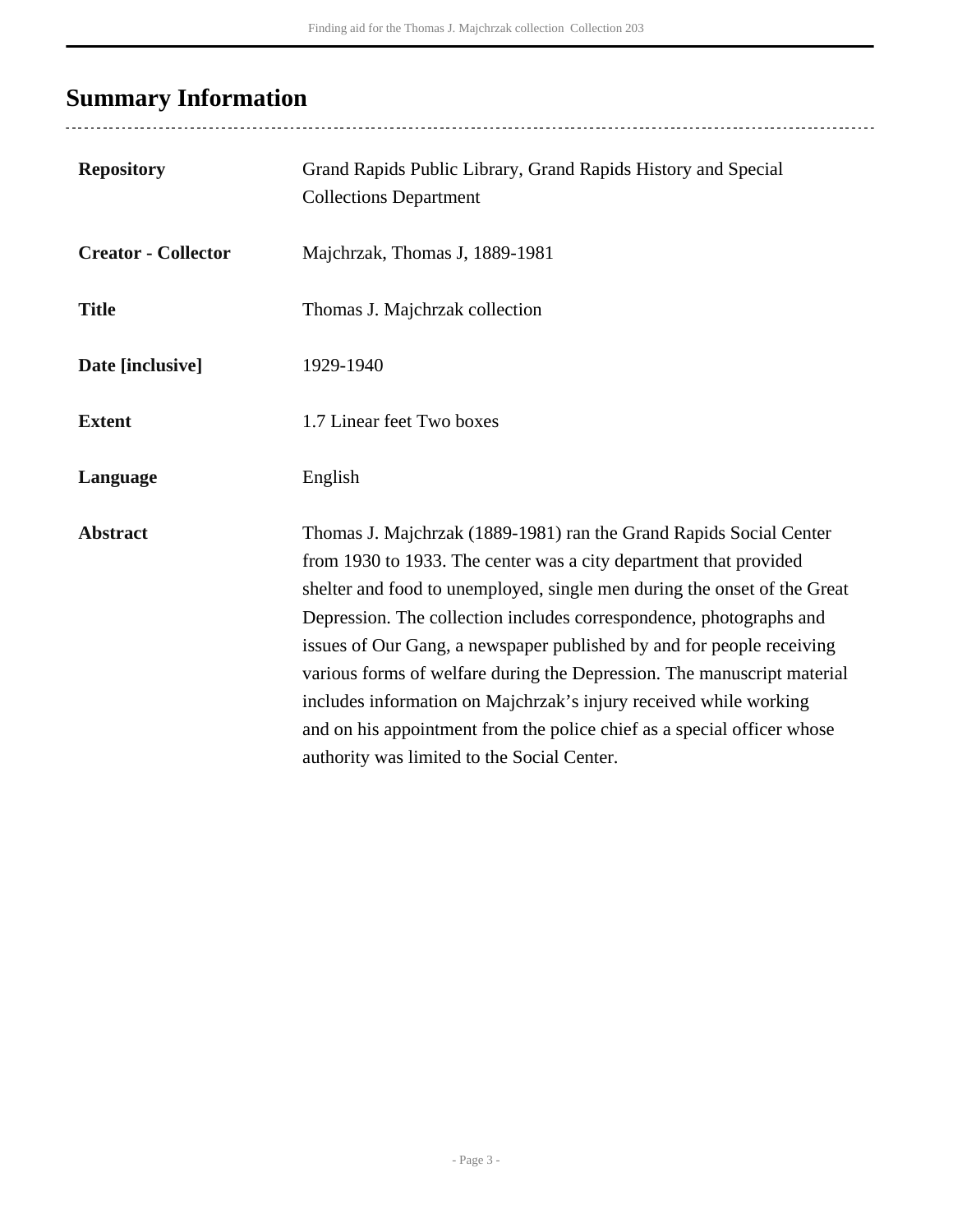## Summary Information

| | |
|---|---|
| **Repository** | Grand Rapids Public Library, Grand Rapids History and Special Collections Department |
| **Creator - Collector** | Majchrzak, Thomas J, 1889-1981 |
| **Title** | Thomas J. Majchrzak collection |
| **Date [inclusive]** | 1929-1940 |
| **Extent** | 1.7 Linear feet Two boxes |
| **Language** | English |
| **Abstract** | Thomas J. Majchrzak (1889-1981) ran the Grand Rapids Social Center from 1930 to 1933. The center was a city department that provided shelter and food to unemployed, single men during the onset of the Great Depression. The collection includes correspondence, photographs and issues of Our Gang, a newspaper published by and for people receiving various forms of welfare during the Depression. The manuscript material includes information on Majchrzak's injury received while working and on his appointment from the police chief as a special officer whose authority was limited to the Social Center. |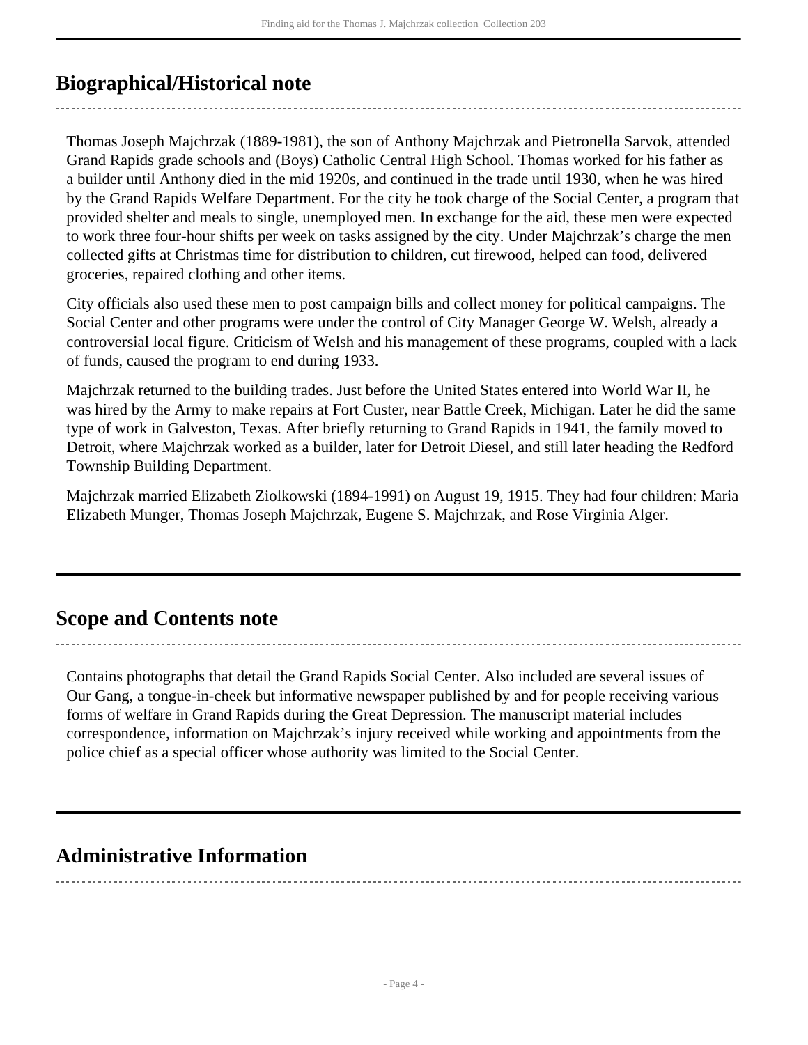## Biographical/Historical note

Thomas Joseph Majchrzak (1889-1981), the son of Anthony Majchrzak and Pietronella Sarvok, attended Grand Rapids grade schools and (Boys) Catholic Central High School. Thomas worked for his father as a builder until Anthony died in the mid 1920s, and continued in the trade until 1930, when he was hired by the Grand Rapids Welfare Department. For the city he took charge of the Social Center, a program that provided shelter and meals to single, unemployed men. In exchange for the aid, these men were expected to work three four-hour shifts per week on tasks assigned by the city. Under Majchrzak's charge the men collected gifts at Christmas time for distribution to children, cut firewood, helped can food, delivered groceries, repaired clothing and other items.

City officials also used these men to post campaign bills and collect money for political campaigns. The Social Center and other programs were under the control of City Manager George W. Welsh, already a controversial local figure. Criticism of Welsh and his management of these programs, coupled with a lack of funds, caused the program to end during 1933.

Majchrzak returned to the building trades. Just before the United States entered into World War II, he was hired by the Army to make repairs at Fort Custer, near Battle Creek, Michigan. Later he did the same type of work in Galveston, Texas. After briefly returning to Grand Rapids in 1941, the family moved to Detroit, where Majchrzak worked as a builder, later for Detroit Diesel, and still later heading the Redford Township Building Department.

Majchrzak married Elizabeth Ziolkowski (1894-1991) on August 19, 1915. They had four children: Maria Elizabeth Munger, Thomas Joseph Majchrzak, Eugene S. Majchrzak, and Rose Virginia Alger.

## Scope and Contents note

Contains photographs that detail the Grand Rapids Social Center. Also included are several issues of Our Gang, a tongue-in-cheek but informative newspaper published by and for people receiving various forms of welfare in Grand Rapids during the Great Depression. The manuscript material includes correspondence, information on Majchrzak's injury received while working and appointments from the police chief as a special officer whose authority was limited to the Social Center.

## Administrative Information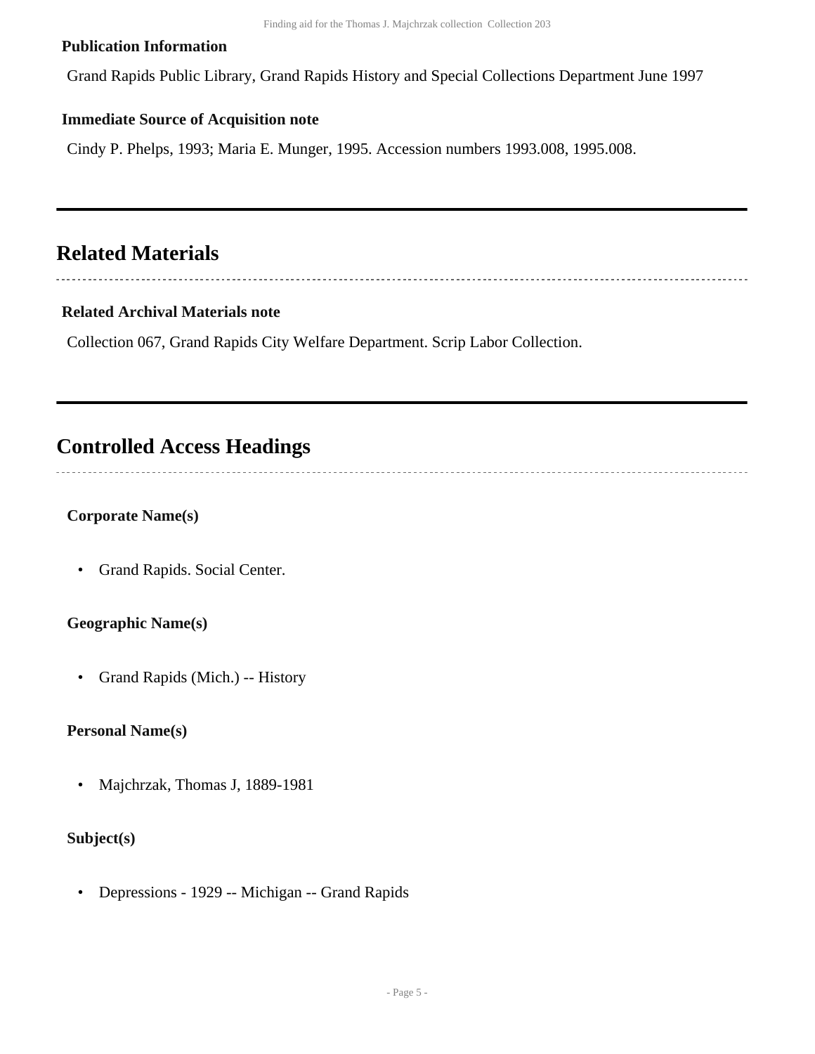### Publication Information

Grand Rapids Public Library, Grand Rapids History and Special Collections Department June 1997

### Immediate Source of Acquisition note

Cindy P. Phelps, 1993; Maria E. Munger, 1995. Accession numbers 1993.008, 1995.008.

## Related Materials

### Related Archival Materials note

Collection 067, Grand Rapids City Welfare Department. Scrip Labor Collection.

## Controlled Access Headings

**Corporate Name(s)**

- Grand Rapids. Social Center.

**Geographic Name(s)**

- Grand Rapids (Mich.) -- History

**Personal Name(s)**

- Majchrzak, Thomas J, 1889-1981

**Subject(s)**

- Depressions - 1929 -- Michigan -- Grand Rapids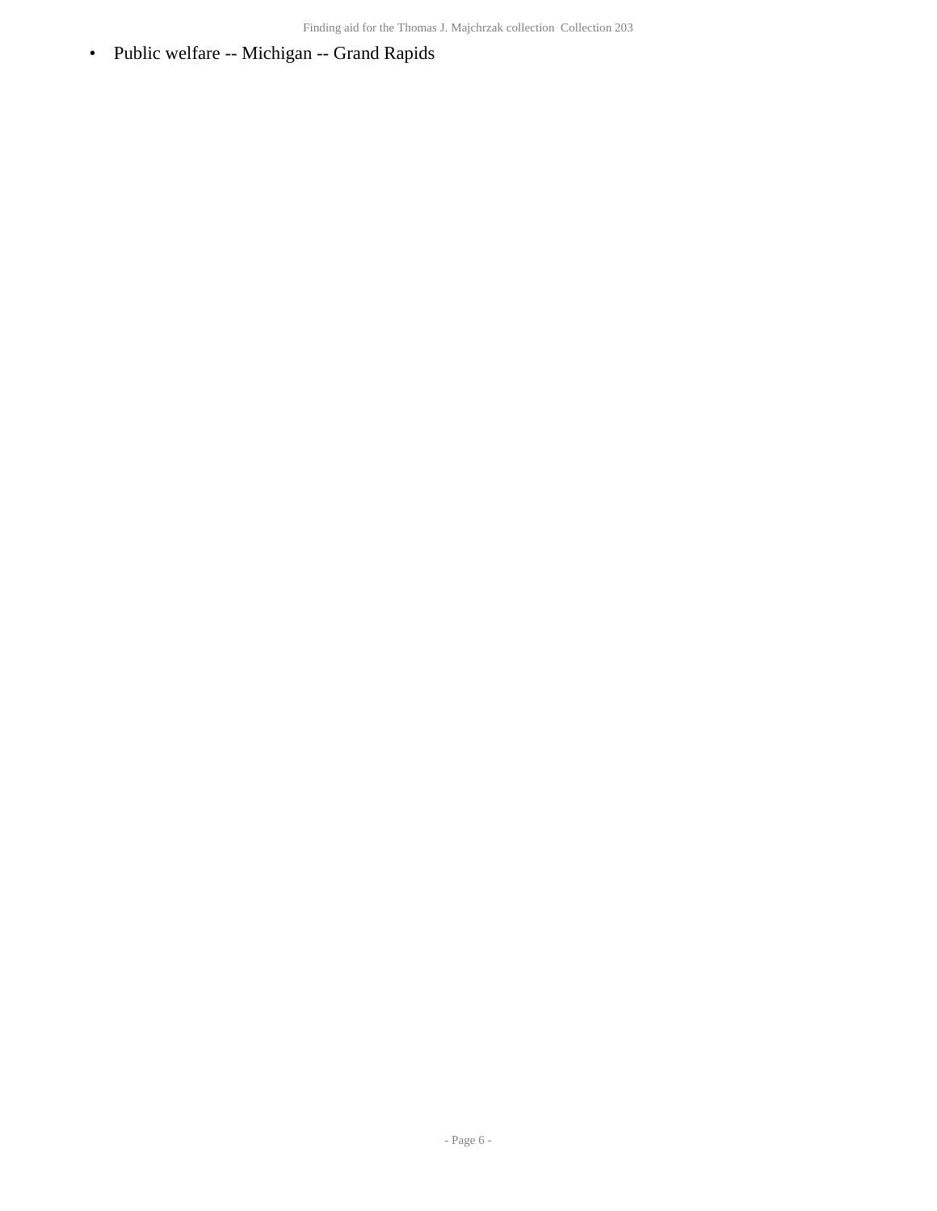- Public welfare -- Michigan -- Grand Rapids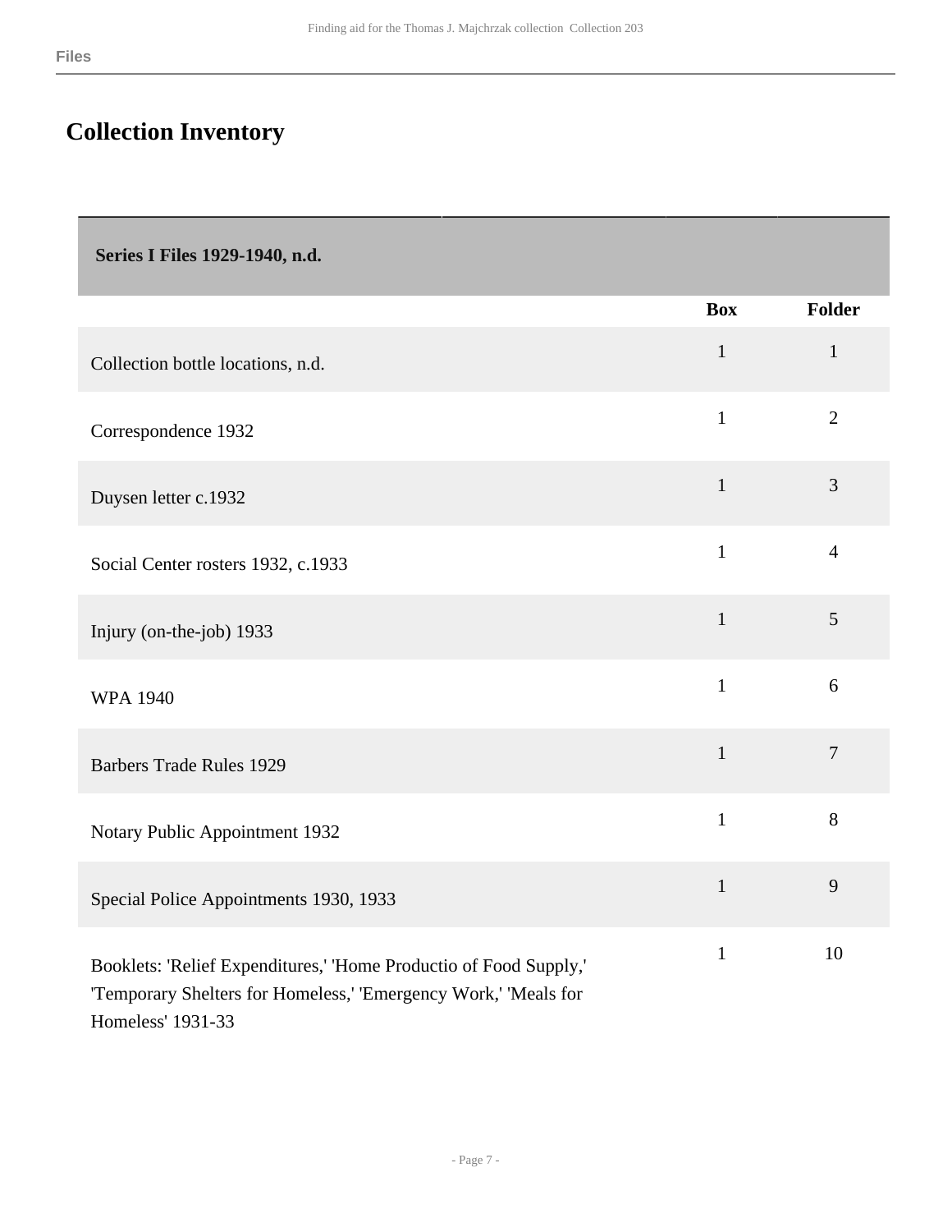## Collection Inventory

| Series I Files 1929-1940, n.d. | | |
|---|---|---|
| | **Box** | **Folder** |
| Collection bottle locations, n.d. | 1 | 1 |
| Correspondence 1932 | 1 | 2 |
| Duysen letter c.1932 | 1 | 3 |
| Social Center rosters 1932, c.1933 | 1 | 4 |
| Injury (on-the-job) 1933 | 1 | 5 |
| WPA 1940 | 1 | 6 |
| Barbers Trade Rules 1929 | 1 | 7 |
| Notary Public Appointment 1932 | 1 | 8 |
| Special Police Appointments 1930, 1933 | 1 | 9 |
| Booklets: 'Relief Expenditures,' 'Home Productio of Food Supply,' 'Temporary Shelters for Homeless,' 'Emergency Work,' 'Meals for Homeless' 1931-33 | 1 | 10 |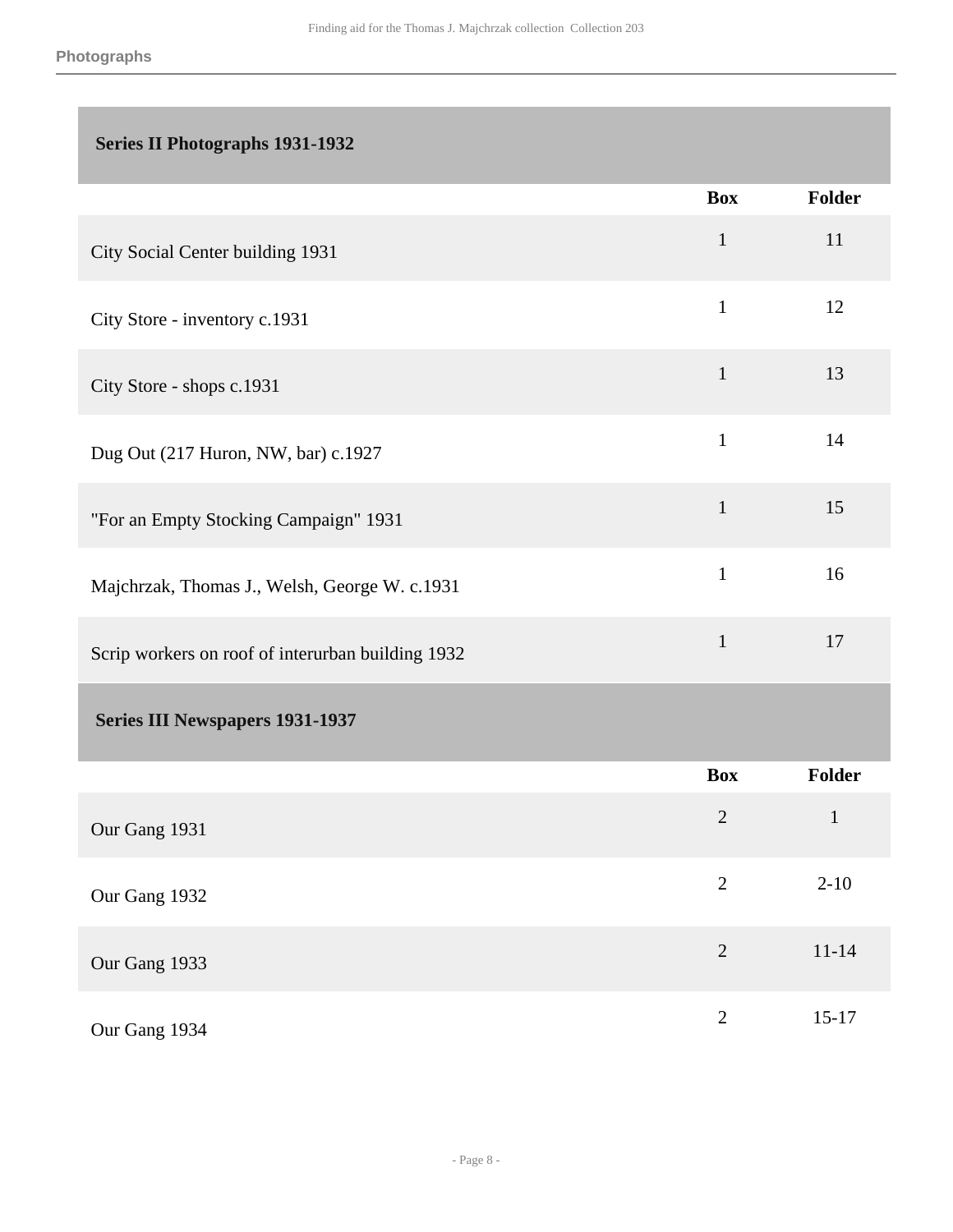## Series II Photographs 1931-1932

| | Box | Folder |
|---|---|---|
| City Social Center building 1931 | 1 | 11 |
| City Store - inventory c.1931 | 1 | 12 |
| City Store - shops c.1931 | 1 | 13 |
| Dug Out (217 Huron, NW, bar) c.1927 | 1 | 14 |
| "For an Empty Stocking Campaign" 1931 | 1 | 15 |
| Majchrzak, Thomas J., Welsh, George W. c.1931 | 1 | 16 |
| Scrip workers on roof of interurban building 1932 | 1 | 17 |

## Series III Newspapers 1931-1937

| | Box | Folder |
|---|---|---|
| Our Gang 1931 | 2 | 1 |
| Our Gang 1932 | 2 | 2-10 |
| Our Gang 1933 | 2 | 11-14 |
| Our Gang 1934 | 2 | 15-17 |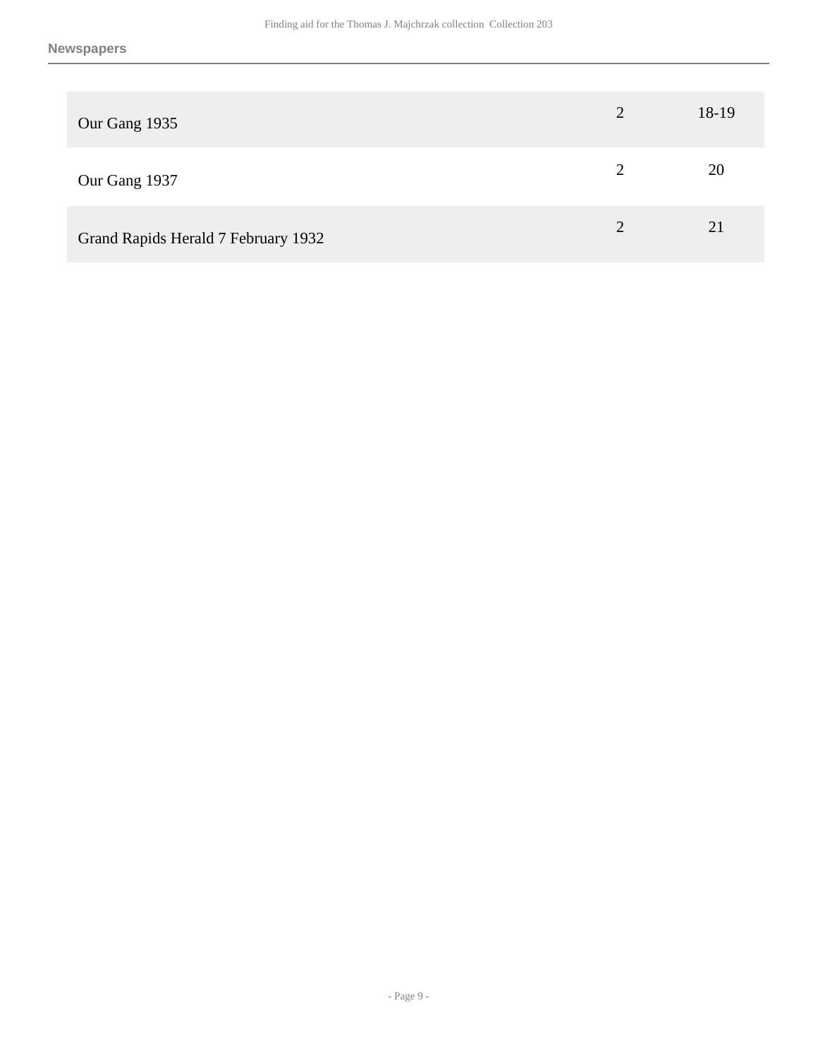## Newspapers

| | | |
|---|---|---|
| Our Gang 1935 | 2 | 18-19 |
| Our Gang 1937 | 2 | 20 |
| Grand Rapids Herald 7 February 1932 | 2 | 21 |